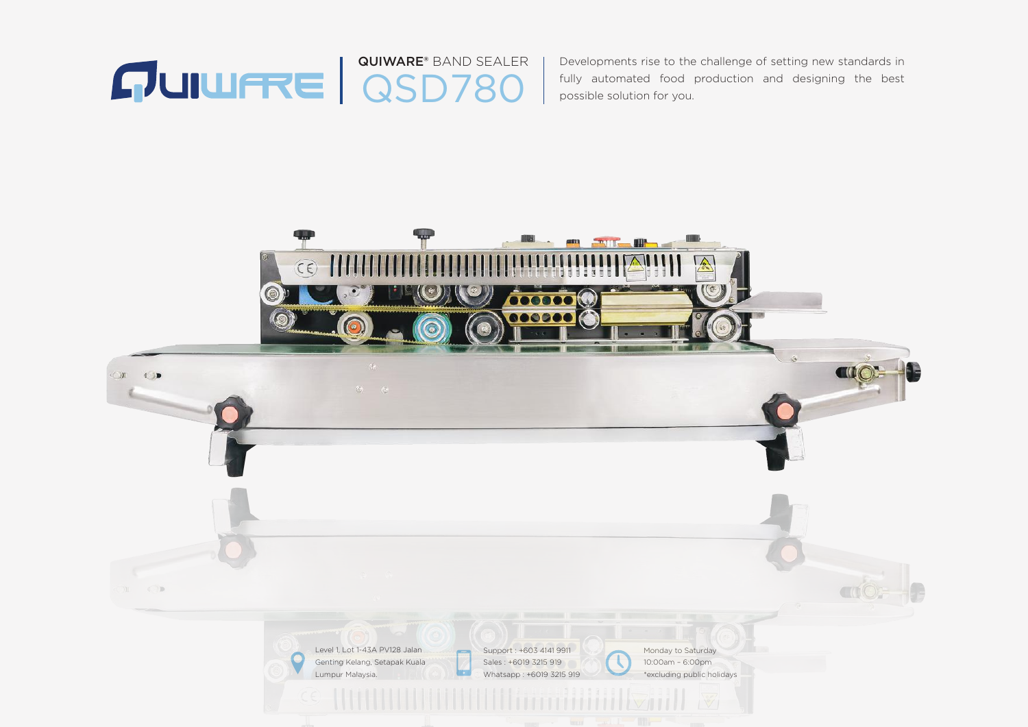# QUIWARE® BAND SEALER QSD780

Developments rise to the challenge of setting new standards in fully automated food production and designing the best possible solution for you.

Level 1, Lot 1-43A PV128 Jalan Genting Kelang, Setapak Kuala Lumpur Malaysia.

Support : +603 4141 9911
Sales : +6019 3215 919
Whatsapp : +6019 3215 919

Monday to Saturday
10:00am – 6:00pm
*excluding public holidays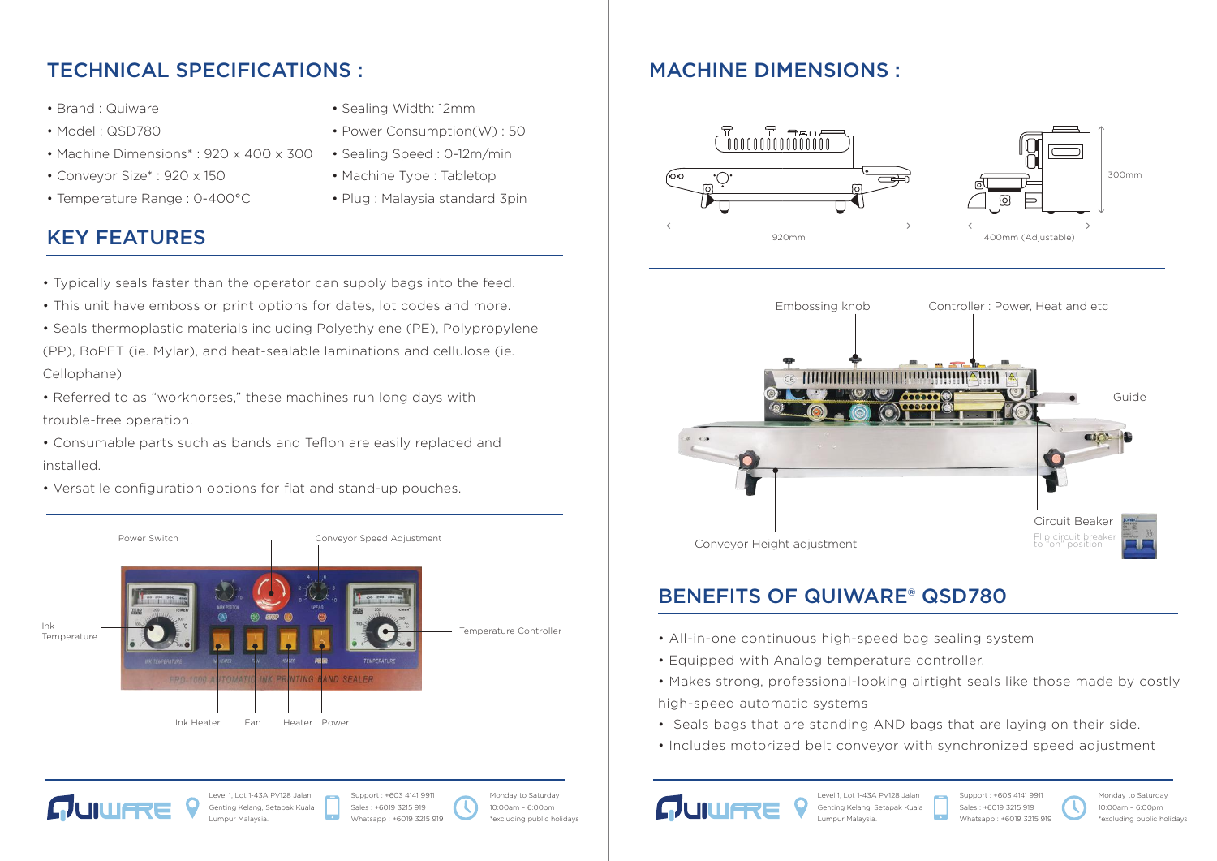## TECHNICAL SPECIFICATIONS :

- Brand : Quiware
- Model : QSD780
- Machine Dimensions* : 920 x 400 x 300
- Conveyor Size* : 920 x 150
- Temperature Range : 0-400°C
- Sealing Width: 12mm
- Power Consumption(W) : 50
- Sealing Speed : 0-12m/min
- Machine Type : Tabletop
- Plug : Malaysia standard 3pin

## KEY FEATURES

- Typically seals faster than the operator can supply bags into the feed.
- This unit have emboss or print options for dates, lot codes and more.
- Seals thermoplastic materials including Polyethylene (PE), Polypropylene (PP), BoPET (ie. Mylar), and heat-sealable laminations and cellulose (ie. Cellophane)
- Referred to as "workhorses," these machines run long days with trouble-free operation.
- Consumable parts such as bands and Teflon are easily replaced and installed.
- Versatile configuration options for flat and stand-up pouches.

Power Switch
Conveyor Speed Adjustment
Ink Temperature
Temperature Controller
Ink Heater
Fan
Heater
Power

## MACHINE DIMENSIONS :

920mm
400mm (Adjustable)
300mm

Embossing knob
Controller : Power, Heat and etc
Guide
Conveyor Height adjustment
Circuit Beaker
Flip circuit breaker to "on" position

## BENEFITS OF QUIWARE® QSD780

- All-in-one continuous high-speed bag sealing system
- Equipped with Analog temperature controller.
- Makes strong, professional-looking airtight seals like those made by costly high-speed automatic systems
- Seals bags that are standing AND bags that are laying on their side.
- Includes motorized belt conveyor with synchronized speed adjustment

QUIWARE

Level 1, Lot 1-43A PV128 Jalan Genting Kelang, Setapak Kuala Lumpur Malaysia.

Support : +603 4141 9911
Sales : +6019 3215 919
Whatsapp : +6019 3215 919

Monday to Saturday
10:00am - 6:00pm
*excluding public holidays